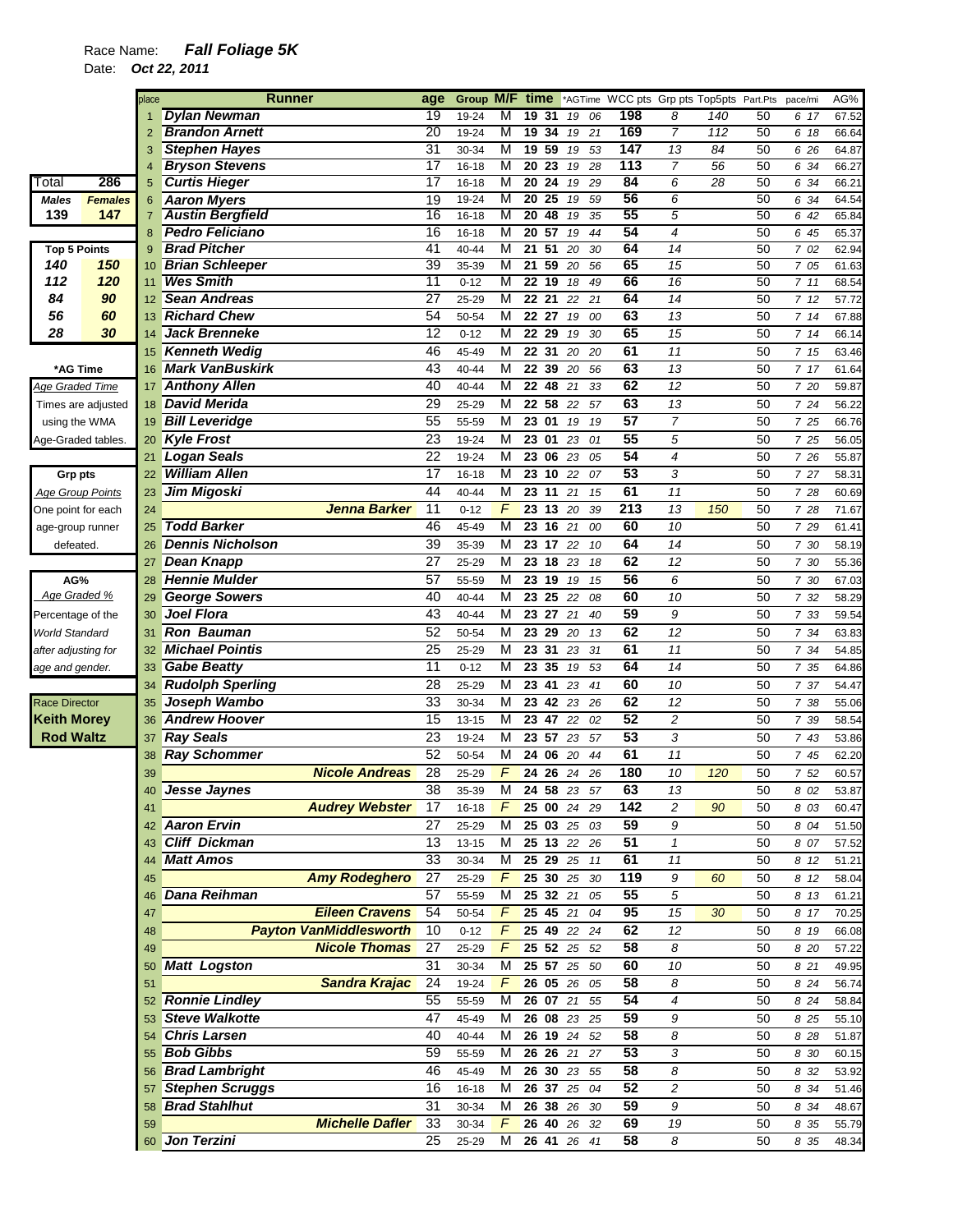Race Name: ***Fall Foliage 5K***

Date: ***Oct 22, 2011***

| Total | 286 |
|---|---|
| *Males* | *Females* |
| 139 | 147 |

| Top 5 Points | |
|---|---|
| 140 | 150 |
| 112 | 120 |
| 84 | 90 |
| 56 | 60 |
| 28 | 30 |

**\*AG Time**
*Age Graded Time*
Times are adjusted using the WMA Age-Graded tables.

**Grp pts**
*Age Group Points*
One point for each age-group runner defeated.

**AG%**
*Age Graded %*
Percentage of the World Standard after adjusting for age and gender.

**Race Director**
**Keith Morey**
**Rod Waltz**

| place | Runner | age | Group | M/F | time | *AGTime | WCC pts | Grp pts | Top5pts | Part.Pts | pace/mi | AG% |
|---|---|---|---|---|---|---|---|---|---|---|---|---|
| 1 | Dylan Newman | 19 | 19-24 | M | 19 31 | 19 06 | 198 | 8 | 140 | 50 | 6 17 | 67.52 |
| 2 | Brandon Arnett | 20 | 19-24 | M | 19 34 | 19 21 | 169 | 7 | 112 | 50 | 6 18 | 66.64 |
| 3 | Stephen Hayes | 31 | 30-34 | M | 19 59 | 19 53 | 147 | 13 | 84 | 50 | 6 26 | 64.87 |
| 4 | Bryson Stevens | 17 | 16-18 | M | 20 23 | 19 28 | 113 | 7 | 56 | 50 | 6 34 | 66.27 |
| 5 | Curtis Hieger | 17 | 16-18 | M | 20 24 | 19 29 | 84 | 6 | 28 | 50 | 6 34 | 66.21 |
| 6 | Aaron Myers | 19 | 19-24 | M | 20 25 | 19 59 | 56 | 6 | | 50 | 6 34 | 64.54 |
| 7 | Austin Bergfield | 16 | 16-18 | M | 20 48 | 19 35 | 55 | 5 | | 50 | 6 42 | 65.84 |
| 8 | Pedro Feliciano | 16 | 16-18 | M | 20 57 | 19 44 | 54 | 4 | | 50 | 6 45 | 65.37 |
| 9 | Brad Pitcher | 41 | 40-44 | M | 21 51 | 20 30 | 64 | 14 | | 50 | 7 02 | 62.94 |
| 10 | Brian Schleeper | 39 | 35-39 | M | 21 59 | 20 56 | 65 | 15 | | 50 | 7 05 | 61.63 |
| 11 | Wes Smith | 11 | 0-12 | M | 22 19 | 18 49 | 66 | 16 | | 50 | 7 11 | 68.54 |
| 12 | Sean Andreas | 27 | 25-29 | M | 22 21 | 22 21 | 64 | 14 | | 50 | 7 12 | 57.72 |
| 13 | Richard Chew | 54 | 50-54 | M | 22 27 | 19 00 | 63 | 13 | | 50 | 7 14 | 67.88 |
| 14 | Jack Brenneke | 12 | 0-12 | M | 22 29 | 19 30 | 65 | 15 | | 50 | 7 14 | 66.14 |
| 15 | Kenneth Wedig | 46 | 45-49 | M | 22 31 | 20 20 | 61 | 11 | | 50 | 7 15 | 63.46 |
| 16 | Mark VanBuskirk | 43 | 40-44 | M | 22 39 | 20 56 | 63 | 13 | | 50 | 7 17 | 61.64 |
| 17 | Anthony Allen | 40 | 40-44 | M | 22 48 | 21 33 | 62 | 12 | | 50 | 7 20 | 59.87 |
| 18 | David Merida | 29 | 25-29 | M | 22 58 | 22 57 | 63 | 13 | | 50 | 7 24 | 56.22 |
| 19 | Bill Leveridge | 55 | 55-59 | M | 23 01 | 19 19 | 57 | 7 | | 50 | 7 25 | 66.76 |
| 20 | Kyle Frost | 23 | 19-24 | M | 23 01 | 23 01 | 55 | 5 | | 50 | 7 25 | 56.05 |
| 21 | Logan Seals | 22 | 19-24 | M | 23 06 | 23 05 | 54 | 4 | | 50 | 7 26 | 55.87 |
| 22 | William Allen | 17 | 16-18 | M | 23 10 | 22 07 | 53 | 3 | | 50 | 7 27 | 58.31 |
| 23 | Jim Migoski | 44 | 40-44 | M | 23 11 | 21 15 | 61 | 11 | | 50 | 7 28 | 60.69 |
| 24 | Jenna Barker | 11 | 0-12 | F | 23 13 | 20 39 | 213 | 13 | 150 | 50 | 7 28 | 71.67 |
| 25 | Todd Barker | 46 | 45-49 | M | 23 16 | 21 00 | 60 | 10 | | 50 | 7 29 | 61.41 |
| 26 | Dennis Nicholson | 39 | 35-39 | M | 23 17 | 22 10 | 64 | 14 | | 50 | 7 30 | 58.19 |
| 27 | Dean Knapp | 27 | 25-29 | M | 23 18 | 23 18 | 62 | 12 | | 50 | 7 30 | 55.36 |
| 28 | Hennie Mulder | 57 | 55-59 | M | 23 19 | 19 15 | 56 | 6 | | 50 | 7 30 | 67.03 |
| 29 | George Sowers | 40 | 40-44 | M | 23 25 | 22 08 | 60 | 10 | | 50 | 7 32 | 58.29 |
| 30 | Joel Flora | 43 | 40-44 | M | 23 27 | 21 40 | 59 | 9 | | 50 | 7 33 | 59.54 |
| 31 | Ron Bauman | 52 | 50-54 | M | 23 29 | 20 13 | 62 | 12 | | 50 | 7 34 | 63.83 |
| 32 | Michael Pointis | 25 | 25-29 | M | 23 31 | 23 31 | 61 | 11 | | 50 | 7 34 | 54.85 |
| 33 | Gabe Beatty | 11 | 0-12 | M | 23 35 | 19 53 | 64 | 14 | | 50 | 7 35 | 64.86 |
| 34 | Rudolph Sperling | 28 | 25-29 | M | 23 41 | 23 41 | 60 | 10 | | 50 | 7 37 | 54.47 |
| 35 | Joseph Wambo | 33 | 30-34 | M | 23 42 | 23 26 | 62 | 12 | | 50 | 7 38 | 55.06 |
| 36 | Andrew Hoover | 15 | 13-15 | M | 23 47 | 22 02 | 52 | 2 | | 50 | 7 39 | 58.54 |
| 37 | Ray Seals | 23 | 19-24 | M | 23 57 | 23 57 | 53 | 3 | | 50 | 7 43 | 53.86 |
| 38 | Ray Schommer | 52 | 50-54 | M | 24 06 | 20 44 | 61 | 11 | | 50 | 7 45 | 62.20 |
| 39 | Nicole Andreas | 28 | 25-29 | F | 24 26 | 24 26 | 180 | 10 | 120 | 50 | 7 52 | 60.57 |
| 40 | Jesse Jaynes | 38 | 35-39 | M | 24 58 | 23 57 | 63 | 13 | | 50 | 8 02 | 53.87 |
| 41 | Audrey Webster | 17 | 16-18 | F | 25 00 | 24 29 | 142 | 2 | 90 | 50 | 8 03 | 60.47 |
| 42 | Aaron Ervin | 27 | 25-29 | M | 25 03 | 25 03 | 59 | 9 | | 50 | 8 04 | 51.50 |
| 43 | Cliff Dickman | 13 | 13-15 | M | 25 13 | 22 26 | 51 | 1 | | 50 | 8 07 | 57.52 |
| 44 | Matt Amos | 33 | 30-34 | M | 25 29 | 25 11 | 61 | 11 | | 50 | 8 12 | 51.21 |
| 45 | Amy Rodeghero | 27 | 25-29 | F | 25 30 | 25 30 | 119 | 9 | 60 | 50 | 8 12 | 58.04 |
| 46 | Dana Reihman | 57 | 55-59 | M | 25 32 | 21 05 | 55 | 5 | | 50 | 8 13 | 61.21 |
| 47 | Eileen Cravens | 54 | 50-54 | F | 25 45 | 21 04 | 95 | 15 | 30 | 50 | 8 17 | 70.25 |
| 48 | Payton VanMiddlesworth | 10 | 0-12 | F | 25 49 | 22 24 | 62 | 12 | | 50 | 8 19 | 66.08 |
| 49 | Nicole Thomas | 27 | 25-29 | F | 25 52 | 25 52 | 58 | 8 | | 50 | 8 20 | 57.22 |
| 50 | Matt Logston | 31 | 30-34 | M | 25 57 | 25 50 | 60 | 10 | | 50 | 8 21 | 49.95 |
| 51 | Sandra Krajac | 24 | 19-24 | F | 26 05 | 26 05 | 58 | 8 | | 50 | 8 24 | 56.74 |
| 52 | Ronnie Lindley | 55 | 55-59 | M | 26 07 | 21 55 | 54 | 4 | | 50 | 8 24 | 58.84 |
| 53 | Steve Walkotte | 47 | 45-49 | M | 26 08 | 23 25 | 59 | 9 | | 50 | 8 25 | 55.10 |
| 54 | Chris Larsen | 40 | 40-44 | M | 26 19 | 24 52 | 58 | 8 | | 50 | 8 28 | 51.87 |
| 55 | Bob Gibbs | 59 | 55-59 | M | 26 26 | 21 27 | 53 | 3 | | 50 | 8 30 | 60.15 |
| 56 | Brad Lambright | 46 | 45-49 | M | 26 30 | 23 55 | 58 | 8 | | 50 | 8 32 | 53.92 |
| 57 | Stephen Scruggs | 16 | 16-18 | M | 26 37 | 25 04 | 52 | 2 | | 50 | 8 34 | 51.46 |
| 58 | Brad Stahlhut | 31 | 30-34 | M | 26 38 | 26 30 | 59 | 9 | | 50 | 8 34 | 48.67 |
| 59 | Michelle Dafler | 33 | 30-34 | F | 26 40 | 26 32 | 69 | 19 | | 50 | 8 35 | 55.79 |
| 60 | Jon Terzini | 25 | 25-29 | M | 26 41 | 26 41 | 58 | 8 | | 50 | 8 35 | 48.34 |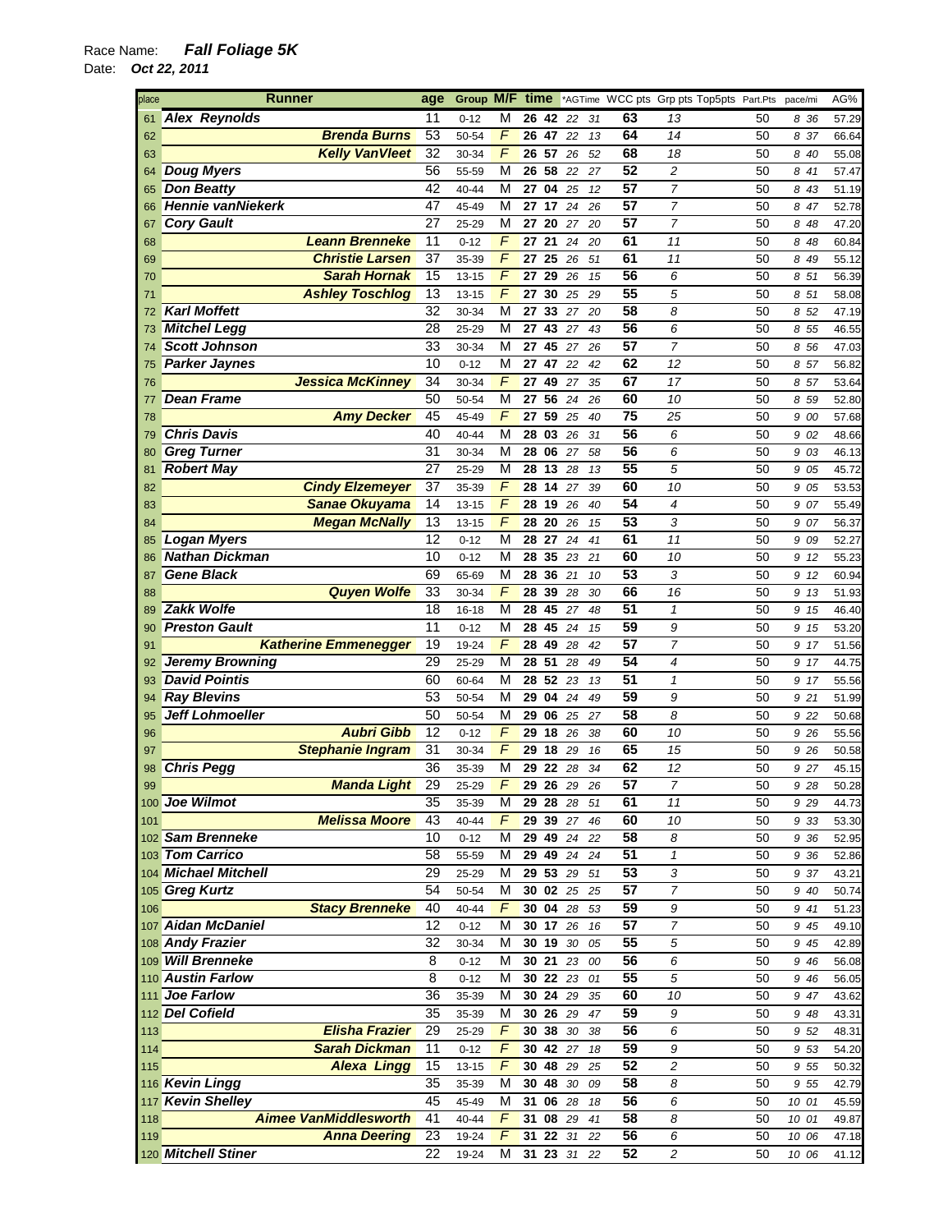Race Name: ***Fall Foliage 5K***

Date: ***Oct 22, 2011***

| place | Runner | age | Group | M/F | time | | *AGTime | | WCC pts | Grp pts | Top5pts | Part.Pts | pace/mi | AG% |
|---|---|---|---|---|---|---|---|---|---|---|---|---|---|---|
| 61 | **Alex Reynolds** | 11 | 0-12 | M | 26 | 42 | 22 | 31 | 63 | 13 | | 50 | 8 36 | 57.29 |
| 62 | **Brenda Burns** | 53 | 50-54 | F | 26 | 47 | 22 | 13 | 64 | 14 | | 50 | 8 37 | 66.64 |
| 63 | **Kelly VanVleet** | 32 | 30-34 | F | 26 | 57 | 26 | 52 | 68 | 18 | | 50 | 8 40 | 55.08 |
| 64 | **Doug Myers** | 56 | 55-59 | M | 26 | 58 | 22 | 27 | 52 | 2 | | 50 | 8 41 | 57.47 |
| 65 | **Don Beatty** | 42 | 40-44 | M | 27 | 04 | 25 | 12 | 57 | 7 | | 50 | 8 43 | 51.19 |
| 66 | **Hennie vanNiekerk** | 47 | 45-49 | M | 27 | 17 | 24 | 26 | 57 | 7 | | 50 | 8 47 | 52.78 |
| 67 | **Cory Gault** | 27 | 25-29 | M | 27 | 20 | 27 | 20 | 57 | 7 | | 50 | 8 48 | 47.20 |
| 68 | **Leann Brenneke** | 11 | 0-12 | F | 27 | 21 | 24 | 20 | 61 | 11 | | 50 | 8 48 | 60.84 |
| 69 | **Christie Larsen** | 37 | 35-39 | F | 27 | 25 | 26 | 51 | 61 | 11 | | 50 | 8 49 | 55.12 |
| 70 | **Sarah Hornak** | 15 | 13-15 | F | 27 | 29 | 26 | 15 | 56 | 6 | | 50 | 8 51 | 56.39 |
| 71 | **Ashley Toschlog** | 13 | 13-15 | F | 27 | 30 | 25 | 29 | 55 | 5 | | 50 | 8 51 | 58.08 |
| 72 | **Karl Moffett** | 32 | 30-34 | M | 27 | 33 | 27 | 20 | 58 | 8 | | 50 | 8 52 | 47.19 |
| 73 | **Mitchel Legg** | 28 | 25-29 | M | 27 | 43 | 27 | 43 | 56 | 6 | | 50 | 8 55 | 46.55 |
| 74 | **Scott Johnson** | 33 | 30-34 | M | 27 | 45 | 27 | 26 | 57 | 7 | | 50 | 8 56 | 47.03 |
| 75 | **Parker Jaynes** | 10 | 0-12 | M | 27 | 47 | 22 | 42 | 62 | 12 | | 50 | 8 57 | 56.82 |
| 76 | **Jessica McKinney** | 34 | 30-34 | F | 27 | 49 | 27 | 35 | 67 | 17 | | 50 | 8 57 | 53.64 |
| 77 | **Dean Frame** | 50 | 50-54 | M | 27 | 56 | 24 | 26 | 60 | 10 | | 50 | 8 59 | 52.80 |
| 78 | **Amy Decker** | 45 | 45-49 | F | 27 | 59 | 25 | 40 | 75 | 25 | | 50 | 9 00 | 57.68 |
| 79 | **Chris Davis** | 40 | 40-44 | M | 28 | 03 | 26 | 31 | 56 | 6 | | 50 | 9 02 | 48.66 |
| 80 | **Greg Turner** | 31 | 30-34 | M | 28 | 06 | 27 | 58 | 56 | 6 | | 50 | 9 03 | 46.13 |
| 81 | **Robert May** | 27 | 25-29 | M | 28 | 13 | 28 | 13 | 55 | 5 | | 50 | 9 05 | 45.72 |
| 82 | **Cindy Elzemeyer** | 37 | 35-39 | F | 28 | 14 | 27 | 39 | 60 | 10 | | 50 | 9 05 | 53.53 |
| 83 | **Sanae Okuyama** | 14 | 13-15 | F | 28 | 19 | 26 | 40 | 54 | 4 | | 50 | 9 07 | 55.49 |
| 84 | **Megan McNally** | 13 | 13-15 | F | 28 | 20 | 26 | 15 | 53 | 3 | | 50 | 9 07 | 56.37 |
| 85 | **Logan Myers** | 12 | 0-12 | M | 28 | 27 | 24 | 41 | 61 | 11 | | 50 | 9 09 | 52.27 |
| 86 | **Nathan Dickman** | 10 | 0-12 | M | 28 | 35 | 23 | 21 | 60 | 10 | | 50 | 9 12 | 55.23 |
| 87 | **Gene Black** | 69 | 65-69 | M | 28 | 36 | 21 | 10 | 53 | 3 | | 50 | 9 12 | 60.94 |
| 88 | **Quyen Wolfe** | 33 | 30-34 | F | 28 | 39 | 28 | 30 | 66 | 16 | | 50 | 9 13 | 51.93 |
| 89 | **Zakk Wolfe** | 18 | 16-18 | M | 28 | 45 | 27 | 48 | 51 | 1 | | 50 | 9 15 | 46.40 |
| 90 | **Preston Gault** | 11 | 0-12 | M | 28 | 45 | 24 | 15 | 59 | 9 | | 50 | 9 15 | 53.20 |
| 91 | **Katherine Emmenegger** | 19 | 19-24 | F | 28 | 49 | 28 | 42 | 57 | 7 | | 50 | 9 17 | 51.56 |
| 92 | **Jeremy Browning** | 29 | 25-29 | M | 28 | 51 | 28 | 49 | 54 | 4 | | 50 | 9 17 | 44.75 |
| 93 | **David Pointis** | 60 | 60-64 | M | 28 | 52 | 23 | 13 | 51 | 1 | | 50 | 9 17 | 55.56 |
| 94 | **Ray Blevins** | 53 | 50-54 | M | 29 | 04 | 24 | 49 | 59 | 9 | | 50 | 9 21 | 51.99 |
| 95 | **Jeff Lohmoeller** | 50 | 50-54 | M | 29 | 06 | 25 | 27 | 58 | 8 | | 50 | 9 22 | 50.68 |
| 96 | **Aubri Gibb** | 12 | 0-12 | F | 29 | 18 | 26 | 38 | 60 | 10 | | 50 | 9 26 | 55.56 |
| 97 | **Stephanie Ingram** | 31 | 30-34 | F | 29 | 18 | 29 | 16 | 65 | 15 | | 50 | 9 26 | 50.58 |
| 98 | **Chris Pegg** | 36 | 35-39 | M | 29 | 22 | 28 | 34 | 62 | 12 | | 50 | 9 27 | 45.15 |
| 99 | **Manda Light** | 29 | 25-29 | F | 29 | 26 | 29 | 26 | 57 | 7 | | 50 | 9 28 | 50.28 |
| 100 | **Joe Wilmot** | 35 | 35-39 | M | 29 | 28 | 28 | 51 | 61 | 11 | | 50 | 9 29 | 44.73 |
| 101 | **Melissa Moore** | 43 | 40-44 | F | 29 | 39 | 27 | 46 | 60 | 10 | | 50 | 9 33 | 53.30 |
| 102 | **Sam Brenneke** | 10 | 0-12 | M | 29 | 49 | 24 | 22 | 58 | 8 | | 50 | 9 36 | 52.95 |
| 103 | **Tom Carrico** | 58 | 55-59 | M | 29 | 49 | 24 | 24 | 51 | 1 | | 50 | 9 36 | 52.86 |
| 104 | **Michael Mitchell** | 29 | 25-29 | M | 29 | 53 | 29 | 51 | 53 | 3 | | 50 | 9 37 | 43.21 |
| 105 | **Greg Kurtz** | 54 | 50-54 | M | 30 | 02 | 25 | 25 | 57 | 7 | | 50 | 9 40 | 50.74 |
| 106 | **Stacy Brenneke** | 40 | 40-44 | F | 30 | 04 | 28 | 53 | 59 | 9 | | 50 | 9 41 | 51.23 |
| 107 | **Aidan McDaniel** | 12 | 0-12 | M | 30 | 17 | 26 | 16 | 57 | 7 | | 50 | 9 45 | 49.10 |
| 108 | **Andy Frazier** | 32 | 30-34 | M | 30 | 19 | 30 | 05 | 55 | 5 | | 50 | 9 45 | 42.89 |
| 109 | **Will Brenneke** | 8 | 0-12 | M | 30 | 21 | 23 | 00 | 56 | 6 | | 50 | 9 46 | 56.08 |
| 110 | **Austin Farlow** | 8 | 0-12 | M | 30 | 22 | 23 | 01 | 55 | 5 | | 50 | 9 46 | 56.05 |
| 111 | **Joe Farlow** | 36 | 35-39 | M | 30 | 24 | 29 | 35 | 60 | 10 | | 50 | 9 47 | 43.62 |
| 112 | **Del Cofield** | 35 | 35-39 | M | 30 | 26 | 29 | 47 | 59 | 9 | | 50 | 9 48 | 43.31 |
| 113 | **Elisha Frazier** | 29 | 25-29 | F | 30 | 38 | 30 | 38 | 56 | 6 | | 50 | 9 52 | 48.31 |
| 114 | **Sarah Dickman** | 11 | 0-12 | F | 30 | 42 | 27 | 18 | 59 | 9 | | 50 | 9 53 | 54.20 |
| 115 | **Alexa Lingg** | 15 | 13-15 | F | 30 | 48 | 29 | 25 | 52 | 2 | | 50 | 9 55 | 50.32 |
| 116 | **Kevin Lingg** | 35 | 35-39 | M | 30 | 48 | 30 | 09 | 58 | 8 | | 50 | 9 55 | 42.79 |
| 117 | **Kevin Shelley** | 45 | 45-49 | M | 31 | 06 | 28 | 18 | 56 | 6 | | 50 | 10 01 | 45.59 |
| 118 | **Aimee VanMiddlesworth** | 41 | 40-44 | F | 31 | 08 | 29 | 41 | 58 | 8 | | 50 | 10 01 | 49.87 |
| 119 | **Anna Deering** | 23 | 19-24 | F | 31 | 22 | 31 | 22 | 56 | 6 | | 50 | 10 06 | 47.18 |
| 120 | **Mitchell Stiner** | 22 | 19-24 | M | 31 | 23 | 31 | 22 | 52 | 2 | | 50 | 10 06 | 41.12 |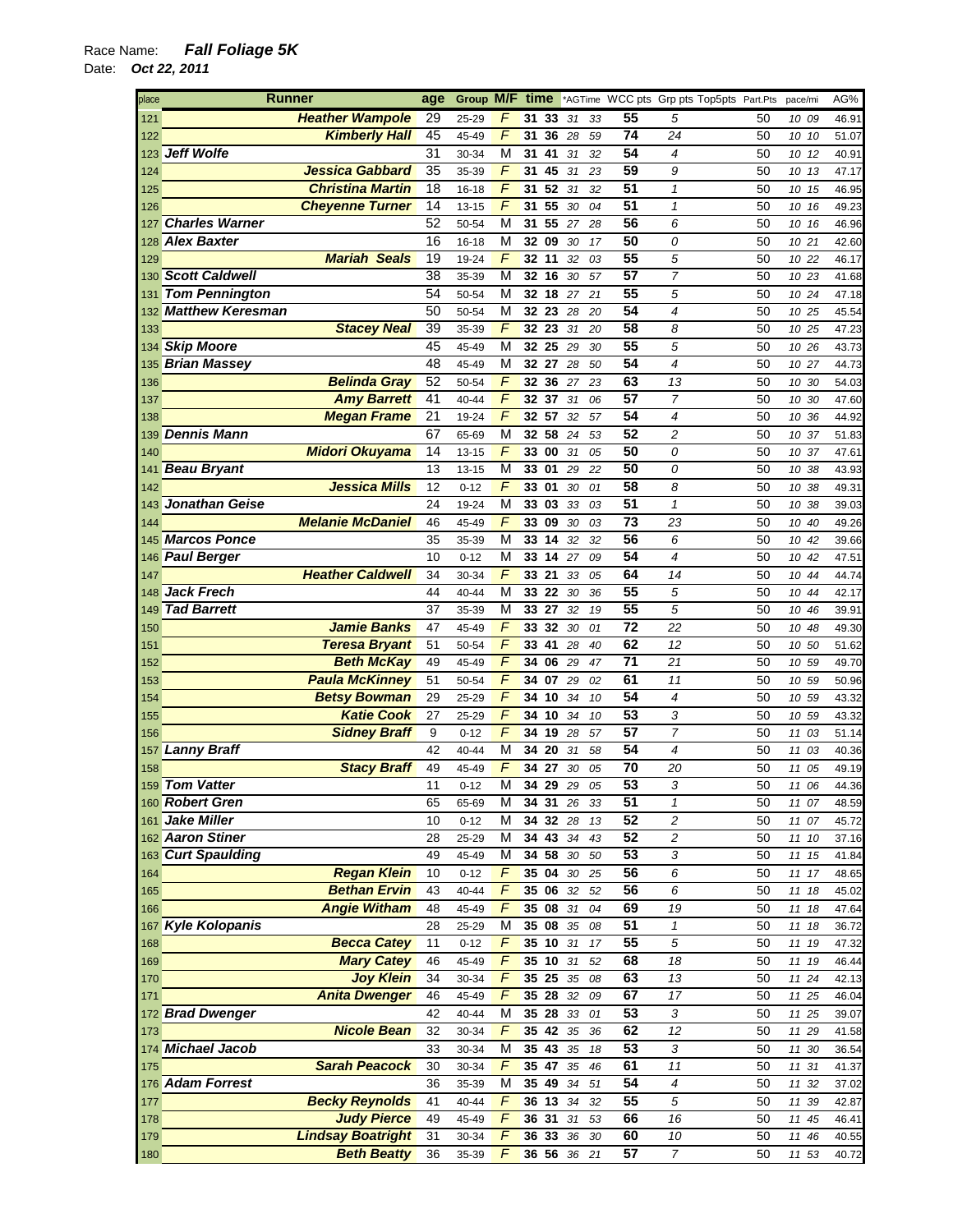Race Name: ***Fall Foliage 5K***

Date: ***Oct 22, 2011***

| place | Runner | age | Group | M/F | time | | *AGTime | | WCC pts | Grp pts | Top5pts | Part.Pts | pace/mi | AG% |
|---|---|---|---|---|---|---|---|---|---|---|---|---|---|---|
| 121 | **Heather Wampole** | 29 | 25-29 | F | 31 | 33 | 31 | 33 | 55 | 5 | | 50 | 10 09 | 46.91 |
| 122 | **Kimberly Hall** | 45 | 45-49 | F | 31 | 36 | 28 | 59 | 74 | 24 | | 50 | 10 10 | 51.07 |
| 123 | **Jeff Wolfe** | 31 | 30-34 | M | 31 | 41 | 31 | 32 | 54 | 4 | | 50 | 10 12 | 40.91 |
| 124 | **Jessica Gabbard** | 35 | 35-39 | F | 31 | 45 | 31 | 23 | 59 | 9 | | 50 | 10 13 | 47.17 |
| 125 | **Christina Martin** | 18 | 16-18 | F | 31 | 52 | 31 | 32 | 51 | 1 | | 50 | 10 15 | 46.95 |
| 126 | **Cheyenne Turner** | 14 | 13-15 | F | 31 | 55 | 30 | 04 | 51 | 1 | | 50 | 10 16 | 49.23 |
| 127 | **Charles Warner** | 52 | 50-54 | M | 31 | 55 | 27 | 28 | 56 | 6 | | 50 | 10 16 | 46.96 |
| 128 | **Alex Baxter** | 16 | 16-18 | M | 32 | 09 | 30 | 17 | 50 | 0 | | 50 | 10 21 | 42.60 |
| 129 | **Mariah Seals** | 19 | 19-24 | F | 32 | 11 | 32 | 03 | 55 | 5 | | 50 | 10 22 | 46.17 |
| 130 | **Scott Caldwell** | 38 | 35-39 | M | 32 | 16 | 30 | 57 | 57 | 7 | | 50 | 10 23 | 41.68 |
| 131 | **Tom Pennington** | 54 | 50-54 | M | 32 | 18 | 27 | 21 | 55 | 5 | | 50 | 10 24 | 47.18 |
| 132 | **Matthew Keresman** | 50 | 50-54 | M | 32 | 23 | 28 | 20 | 54 | 4 | | 50 | 10 25 | 45.54 |
| 133 | **Stacey Neal** | 39 | 35-39 | F | 32 | 23 | 31 | 20 | 58 | 8 | | 50 | 10 25 | 47.23 |
| 134 | **Skip Moore** | 45 | 45-49 | M | 32 | 25 | 29 | 30 | 55 | 5 | | 50 | 10 26 | 43.73 |
| 135 | **Brian Massey** | 48 | 45-49 | M | 32 | 27 | 28 | 50 | 54 | 4 | | 50 | 10 27 | 44.73 |
| 136 | **Belinda Gray** | 52 | 50-54 | F | 32 | 36 | 27 | 23 | 63 | 13 | | 50 | 10 30 | 54.03 |
| 137 | **Amy Barrett** | 41 | 40-44 | F | 32 | 37 | 31 | 06 | 57 | 7 | | 50 | 10 30 | 47.60 |
| 138 | **Megan Frame** | 21 | 19-24 | F | 32 | 57 | 32 | 57 | 54 | 4 | | 50 | 10 36 | 44.92 |
| 139 | **Dennis Mann** | 67 | 65-69 | M | 32 | 58 | 24 | 53 | 52 | 2 | | 50 | 10 37 | 51.83 |
| 140 | **Midori Okuyama** | 14 | 13-15 | F | 33 | 00 | 31 | 05 | 50 | 0 | | 50 | 10 37 | 47.61 |
| 141 | **Beau Bryant** | 13 | 13-15 | M | 33 | 01 | 29 | 22 | 50 | 0 | | 50 | 10 38 | 43.93 |
| 142 | **Jessica Mills** | 12 | 0-12 | F | 33 | 01 | 30 | 01 | 58 | 8 | | 50 | 10 38 | 49.31 |
| 143 | **Jonathan Geise** | 24 | 19-24 | M | 33 | 03 | 33 | 03 | 51 | 1 | | 50 | 10 38 | 39.03 |
| 144 | **Melanie McDaniel** | 46 | 45-49 | F | 33 | 09 | 30 | 03 | 73 | 23 | | 50 | 10 40 | 49.26 |
| 145 | **Marcos Ponce** | 35 | 35-39 | M | 33 | 14 | 32 | 32 | 56 | 6 | | 50 | 10 42 | 39.66 |
| 146 | **Paul Berger** | 10 | 0-12 | M | 33 | 14 | 27 | 09 | 54 | 4 | | 50 | 10 42 | 47.51 |
| 147 | **Heather Caldwell** | 34 | 30-34 | F | 33 | 21 | 33 | 05 | 64 | 14 | | 50 | 10 44 | 44.74 |
| 148 | **Jack Frech** | 44 | 40-44 | M | 33 | 22 | 30 | 36 | 55 | 5 | | 50 | 10 44 | 42.17 |
| 149 | **Tad Barrett** | 37 | 35-39 | M | 33 | 27 | 32 | 19 | 55 | 5 | | 50 | 10 46 | 39.91 |
| 150 | **Jamie Banks** | 47 | 45-49 | F | 33 | 32 | 30 | 01 | 72 | 22 | | 50 | 10 48 | 49.30 |
| 151 | **Teresa Bryant** | 51 | 50-54 | F | 33 | 41 | 28 | 40 | 62 | 12 | | 50 | 10 50 | 51.62 |
| 152 | **Beth McKay** | 49 | 45-49 | F | 34 | 06 | 29 | 47 | 71 | 21 | | 50 | 10 59 | 49.70 |
| 153 | **Paula McKinney** | 51 | 50-54 | F | 34 | 07 | 29 | 02 | 61 | 11 | | 50 | 10 59 | 50.96 |
| 154 | **Betsy Bowman** | 29 | 25-29 | F | 34 | 10 | 34 | 10 | 54 | 4 | | 50 | 10 59 | 43.32 |
| 155 | **Katie Cook** | 27 | 25-29 | F | 34 | 10 | 34 | 10 | 53 | 3 | | 50 | 10 59 | 43.32 |
| 156 | **Sidney Braff** | 9 | 0-12 | F | 34 | 19 | 28 | 57 | 57 | 7 | | 50 | 11 03 | 51.14 |
| 157 | **Lanny Braff** | 42 | 40-44 | M | 34 | 20 | 31 | 58 | 54 | 4 | | 50 | 11 03 | 40.36 |
| 158 | **Stacy Braff** | 49 | 45-49 | F | 34 | 27 | 30 | 05 | 70 | 20 | | 50 | 11 05 | 49.19 |
| 159 | **Tom Vatter** | 11 | 0-12 | M | 34 | 29 | 29 | 05 | 53 | 3 | | 50 | 11 06 | 44.36 |
| 160 | **Robert Gren** | 65 | 65-69 | M | 34 | 31 | 26 | 33 | 51 | 1 | | 50 | 11 07 | 48.59 |
| 161 | **Jake Miller** | 10 | 0-12 | M | 34 | 32 | 28 | 13 | 52 | 2 | | 50 | 11 07 | 45.72 |
| 162 | **Aaron Stiner** | 28 | 25-29 | M | 34 | 43 | 34 | 43 | 52 | 2 | | 50 | 11 10 | 37.16 |
| 163 | **Curt Spaulding** | 49 | 45-49 | M | 34 | 58 | 30 | 50 | 53 | 3 | | 50 | 11 15 | 41.84 |
| 164 | **Regan Klein** | 10 | 0-12 | F | 35 | 04 | 30 | 25 | 56 | 6 | | 50 | 11 17 | 48.65 |
| 165 | **Bethan Ervin** | 43 | 40-44 | F | 35 | 06 | 32 | 52 | 56 | 6 | | 50 | 11 18 | 45.02 |
| 166 | **Angie Witham** | 48 | 45-49 | F | 35 | 08 | 31 | 04 | 69 | 19 | | 50 | 11 18 | 47.64 |
| 167 | **Kyle Kolopanis** | 28 | 25-29 | M | 35 | 08 | 35 | 08 | 51 | 1 | | 50 | 11 18 | 36.72 |
| 168 | **Becca Catey** | 11 | 0-12 | F | 35 | 10 | 31 | 17 | 55 | 5 | | 50 | 11 19 | 47.32 |
| 169 | **Mary Catey** | 46 | 45-49 | F | 35 | 10 | 31 | 52 | 68 | 18 | | 50 | 11 19 | 46.44 |
| 170 | **Joy Klein** | 34 | 30-34 | F | 35 | 25 | 35 | 08 | 63 | 13 | | 50 | 11 24 | 42.13 |
| 171 | **Anita Dwenger** | 46 | 45-49 | F | 35 | 28 | 32 | 09 | 67 | 17 | | 50 | 11 25 | 46.04 |
| 172 | **Brad Dwenger** | 42 | 40-44 | M | 35 | 28 | 33 | 01 | 53 | 3 | | 50 | 11 25 | 39.07 |
| 173 | **Nicole Bean** | 32 | 30-34 | F | 35 | 42 | 35 | 36 | 62 | 12 | | 50 | 11 29 | 41.58 |
| 174 | **Michael Jacob** | 33 | 30-34 | M | 35 | 43 | 35 | 18 | 53 | 3 | | 50 | 11 30 | 36.54 |
| 175 | **Sarah Peacock** | 30 | 30-34 | F | 35 | 47 | 35 | 46 | 61 | 11 | | 50 | 11 31 | 41.37 |
| 176 | **Adam Forrest** | 36 | 35-39 | M | 35 | 49 | 34 | 51 | 54 | 4 | | 50 | 11 32 | 37.02 |
| 177 | **Becky Reynolds** | 41 | 40-44 | F | 36 | 13 | 34 | 32 | 55 | 5 | | 50 | 11 39 | 42.87 |
| 178 | **Judy Pierce** | 49 | 45-49 | F | 36 | 31 | 31 | 53 | 66 | 16 | | 50 | 11 45 | 46.41 |
| 179 | **Lindsay Boatright** | 31 | 30-34 | F | 36 | 33 | 36 | 30 | 60 | 10 | | 50 | 11 46 | 40.55 |
| 180 | **Beth Beatty** | 36 | 35-39 | F | 36 | 56 | 36 | 21 | 57 | 7 | | 50 | 11 53 | 40.72 |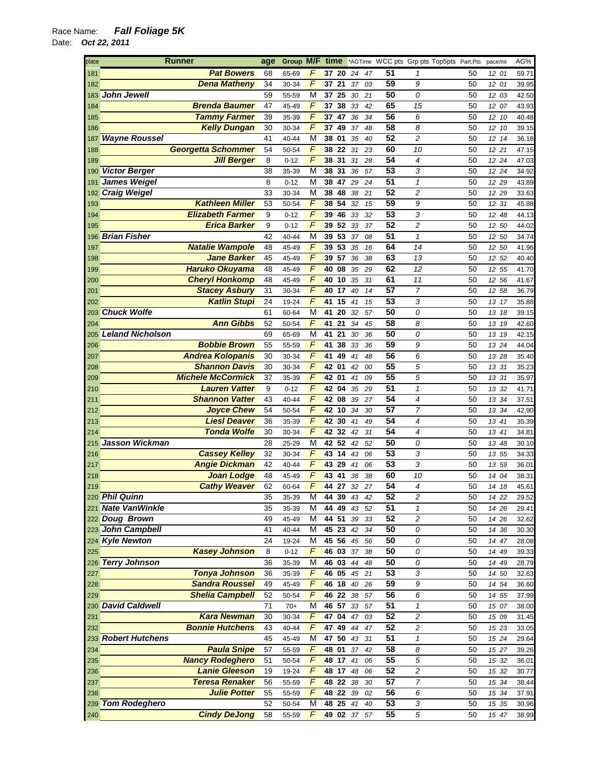Race Name: ***Fall Foliage 5K***

Date: ***Oct 22, 2011***

| place | Runner | age | Group | M/F | time | | *AGTime | | WCC pts | Grp pts | Top5pts | Part.Pts | pace/mi | AG% |
|---|---|---|---|---|---|---|---|---|---|---|---|---|---|---|
| 181 | Pat Bowers | 68 | 65-69 | F | 37 | 20 | 24 | 47 | 51 | 1 | | 50 | 12 01 | 59.71 |
| 182 | Dena Matheny | 34 | 30-34 | F | 37 | 21 | 37 | 03 | 59 | 9 | | 50 | 12 01 | 39.95 |
| 183 | John Jewell | 59 | 55-59 | M | 37 | 25 | 30 | 21 | 50 | 0 | | 50 | 12 03 | 42.50 |
| 184 | Brenda Baumer | 47 | 45-49 | F | 37 | 38 | 33 | 42 | 65 | 15 | | 50 | 12 07 | 43.93 |
| 185 | Tammy Farmer | 39 | 35-39 | F | 37 | 47 | 36 | 34 | 56 | 6 | | 50 | 12 10 | 40.48 |
| 186 | Kelly Dungan | 30 | 30-34 | F | 37 | 49 | 37 | 48 | 58 | 8 | | 50 | 12 10 | 39.15 |
| 187 | Wayne Roussel | 41 | 40-44 | M | 38 | 01 | 35 | 40 | 52 | 2 | | 50 | 12 14 | 36.18 |
| 188 | Georgetta Schommer | 54 | 50-54 | F | 38 | 22 | 31 | 23 | 60 | 10 | | 50 | 12 21 | 47.15 |
| 189 | Jill Berger | 8 | 0-12 | F | 38 | 31 | 31 | 28 | 54 | 4 | | 50 | 12 24 | 47.03 |
| 190 | Victor Berger | 38 | 35-39 | M | 38 | 31 | 36 | 57 | 53 | 3 | | 50 | 12 24 | 34.92 |
| 191 | James Weigel | 8 | 0-12 | M | 38 | 47 | 29 | 24 | 51 | 1 | | 50 | 12 29 | 43.89 |
| 192 | Craig Weigel | 33 | 30-34 | M | 38 | 48 | 38 | 21 | 52 | 2 | | 50 | 12 29 | 33.63 |
| 193 | Kathleen Miller | 53 | 50-54 | F | 38 | 54 | 32 | 15 | 59 | 9 | | 50 | 12 31 | 45.88 |
| 194 | Elizabeth Farmer | 9 | 0-12 | F | 39 | 46 | 33 | 32 | 53 | 3 | | 50 | 12 48 | 44.13 |
| 195 | Erica Barker | 9 | 0-12 | F | 39 | 52 | 33 | 37 | 52 | 2 | | 50 | 12 50 | 44.02 |
| 196 | Brian Fisher | 42 | 40-44 | M | 39 | 53 | 37 | 08 | 51 | 1 | | 50 | 12 50 | 34.74 |
| 197 | Natalie Wampole | 48 | 45-49 | F | 39 | 53 | 35 | 16 | 64 | 14 | | 50 | 12 50 | 41.96 |
| 198 | Jane Barker | 45 | 45-49 | F | 39 | 57 | 36 | 38 | 63 | 13 | | 50 | 12 52 | 40.40 |
| 199 | Haruko Okuyama | 48 | 45-49 | F | 40 | 08 | 35 | 29 | 62 | 12 | | 50 | 12 55 | 41.70 |
| 200 | Cheryl Honkomp | 48 | 45-49 | F | 40 | 10 | 35 | 31 | 61 | 11 | | 50 | 12 56 | 41.67 |
| 201 | Stacey Asbury | 31 | 30-34 | F | 40 | 17 | 40 | 14 | 57 | 7 | | 50 | 12 58 | 36.79 |
| 202 | Katlin Stupi | 24 | 19-24 | F | 41 | 15 | 41 | 15 | 53 | 3 | | 50 | 13 17 | 35.88 |
| 203 | Chuck Wolfe | 61 | 60-64 | M | 41 | 20 | 32 | 57 | 50 | 0 | | 50 | 13 18 | 39.15 |
| 204 | Ann Gibbs | 52 | 50-54 | F | 41 | 21 | 34 | 45 | 58 | 8 | | 50 | 13 19 | 42.60 |
| 205 | Leland Nicholson | 69 | 65-69 | M | 41 | 21 | 30 | 36 | 50 | 0 | | 50 | 13 19 | 42.15 |
| 206 | Bobbie Brown | 55 | 55-59 | F | 41 | 38 | 33 | 36 | 59 | 9 | | 50 | 13 24 | 44.04 |
| 207 | Andrea Kolopanis | 30 | 30-34 | F | 41 | 49 | 41 | 48 | 56 | 6 | | 50 | 13 28 | 35.40 |
| 208 | Shannon Davis | 30 | 30-34 | F | 42 | 01 | 42 | 00 | 55 | 5 | | 50 | 13 31 | 35.23 |
| 209 | Michele McCormick | 37 | 35-39 | F | 42 | 01 | 41 | 09 | 55 | 5 | | 50 | 13 31 | 35.97 |
| 210 | Lauren Vatter | 9 | 0-12 | F | 42 | 04 | 35 | 29 | 51 | 1 | | 50 | 13 32 | 41.71 |
| 211 | Shannon Vatter | 43 | 40-44 | F | 42 | 08 | 39 | 27 | 54 | 4 | | 50 | 13 34 | 37.51 |
| 212 | Joyce Chew | 54 | 50-54 | F | 42 | 10 | 34 | 30 | 57 | 7 | | 50 | 13 34 | 42.90 |
| 213 | Liesl Deaver | 36 | 35-39 | F | 42 | 30 | 41 | 49 | 54 | 4 | | 50 | 13 41 | 35.39 |
| 214 | Tonda Wolfe | 30 | 30-34 | F | 42 | 32 | 42 | 31 | 54 | 4 | | 50 | 13 41 | 34.81 |
| 215 | Jasson Wickman | 28 | 25-29 | M | 42 | 52 | 42 | 52 | 50 | 0 | | 50 | 13 48 | 30.10 |
| 216 | Cassey Kelley | 32 | 30-34 | F | 43 | 14 | 43 | 06 | 53 | 3 | | 50 | 13 55 | 34.33 |
| 217 | Angie Dickman | 42 | 40-44 | F | 43 | 29 | 41 | 06 | 53 | 3 | | 50 | 13 59 | 36.01 |
| 218 | Joan Lodge | 48 | 45-49 | F | 43 | 41 | 38 | 38 | 60 | 10 | | 50 | 14 04 | 38.31 |
| 219 | Cathy Weaver | 62 | 60-64 | F | 44 | 27 | 32 | 27 | 54 | 4 | | 50 | 14 18 | 45.61 |
| 220 | Phil Quinn | 35 | 35-39 | M | 44 | 39 | 43 | 42 | 52 | 2 | | 50 | 14 22 | 29.52 |
| 221 | Nate VanWinkle | 35 | 35-39 | M | 44 | 49 | 43 | 52 | 51 | 1 | | 50 | 14 26 | 29.41 |
| 222 | Doug Brown | 49 | 45-49 | M | 44 | 51 | 39 | 33 | 52 | 2 | | 50 | 14 26 | 32.62 |
| 223 | John Campbell | 41 | 40-44 | M | 45 | 23 | 42 | 34 | 50 | 0 | | 50 | 14 36 | 30.30 |
| 224 | Kyle Newton | 24 | 19-24 | M | 45 | 56 | 45 | 56 | 50 | 0 | | 50 | 14 47 | 28.08 |
| 225 | Kasey Johnson | 8 | 0-12 | F | 46 | 03 | 37 | 38 | 50 | 0 | | 50 | 14 49 | 39.33 |
| 226 | Terry Johnson | 36 | 35-39 | M | 46 | 03 | 44 | 48 | 50 | 0 | | 50 | 14 49 | 28.79 |
| 227 | Tonya Johnson | 36 | 35-39 | F | 46 | 05 | 45 | 21 | 53 | 3 | | 50 | 14 50 | 32.63 |
| 228 | Sandra Roussel | 49 | 45-49 | F | 46 | 18 | 40 | 26 | 59 | 9 | | 50 | 14 54 | 36.60 |
| 229 | Shelia Campbell | 52 | 50-54 | F | 46 | 22 | 38 | 57 | 56 | 6 | | 50 | 14 55 | 37.99 |
| 230 | David Caldwell | 71 | 70+ | M | 46 | 57 | 33 | 57 | 51 | 1 | | 50 | 15 07 | 38.00 |
| 231 | Kara Newman | 30 | 30-34 | F | 47 | 04 | 47 | 03 | 52 | 2 | | 50 | 15 09 | 31.45 |
| 232 | Bonnie Hutchens | 43 | 40-44 | F | 47 | 49 | 44 | 47 | 52 | 2 | | 50 | 15 23 | 33.05 |
| 233 | Robert Hutchens | 45 | 45-49 | M | 47 | 50 | 43 | 31 | 51 | 1 | | 50 | 15 24 | 29.64 |
| 234 | Paula Snipe | 57 | 55-59 | F | 48 | 01 | 37 | 42 | 58 | 8 | | 50 | 15 27 | 39.26 |
| 235 | Nancy Rodeghero | 51 | 50-54 | F | 48 | 17 | 41 | 06 | 55 | 5 | | 50 | 15 32 | 36.01 |
| 236 | Lanie Gleeson | 19 | 19-24 | F | 48 | 17 | 48 | 06 | 52 | 2 | | 50 | 15 32 | 30.77 |
| 237 | Teresa Renaker | 56 | 55-59 | F | 48 | 22 | 38 | 30 | 57 | 7 | | 50 | 15 34 | 38.44 |
| 238 | Julie Potter | 55 | 55-59 | F | 48 | 22 | 39 | 02 | 56 | 6 | | 50 | 15 34 | 37.91 |
| 239 | Tom Rodeghero | 52 | 50-54 | M | 48 | 25 | 41 | 40 | 53 | 3 | | 50 | 15 35 | 30.96 |
| 240 | Cindy DeJong | 58 | 55-59 | F | 49 | 02 | 37 | 57 | 55 | 5 | | 50 | 15 47 | 38.99 |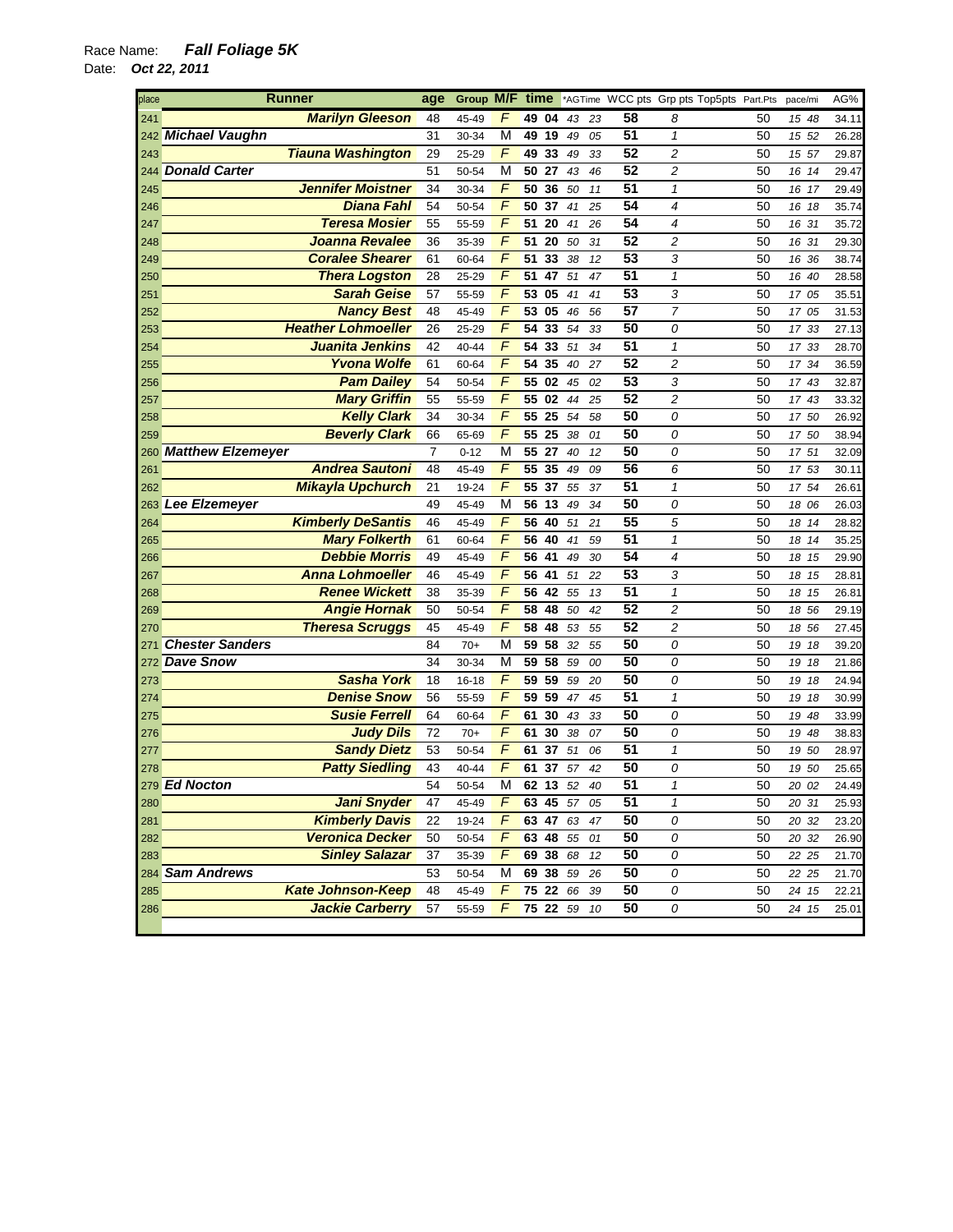Race Name: ***Fall Foliage 5K***

Date: ***Oct 22, 2011***

| place | Runner | age | Group | M/F | time | | *AGTime | | WCC pts | Grp pts | Top5pts | Part.Pts | pace/mi | AG% |
|---|---|---|---|---|---|---|---|---|---|---|---|---|---|---|
| 241 | Marilyn Gleeson | 48 | 45-49 | F | 49 | 04 | 43 | 23 | 58 | 8 | | 50 | 15 48 | 34.11 |
| 242 | Michael Vaughn | 31 | 30-34 | M | 49 | 19 | 49 | 05 | 51 | 1 | | 50 | 15 52 | 26.28 |
| 243 | Tiauna Washington | 29 | 25-29 | F | 49 | 33 | 49 | 33 | 52 | 2 | | 50 | 15 57 | 29.87 |
| 244 | Donald Carter | 51 | 50-54 | M | 50 | 27 | 43 | 46 | 52 | 2 | | 50 | 16 14 | 29.47 |
| 245 | Jennifer Moistner | 34 | 30-34 | F | 50 | 36 | 50 | 11 | 51 | 1 | | 50 | 16 17 | 29.49 |
| 246 | Diana Fahl | 54 | 50-54 | F | 50 | 37 | 41 | 25 | 54 | 4 | | 50 | 16 18 | 35.74 |
| 247 | Teresa Mosier | 55 | 55-59 | F | 51 | 20 | 41 | 26 | 54 | 4 | | 50 | 16 31 | 35.72 |
| 248 | Joanna Revalee | 36 | 35-39 | F | 51 | 20 | 50 | 31 | 52 | 2 | | 50 | 16 31 | 29.30 |
| 249 | Coralee Shearer | 61 | 60-64 | F | 51 | 33 | 38 | 12 | 53 | 3 | | 50 | 16 36 | 38.74 |
| 250 | Thera Logston | 28 | 25-29 | F | 51 | 47 | 51 | 47 | 51 | 1 | | 50 | 16 40 | 28.58 |
| 251 | Sarah Geise | 57 | 55-59 | F | 53 | 05 | 41 | 41 | 53 | 3 | | 50 | 17 05 | 35.51 |
| 252 | Nancy Best | 48 | 45-49 | F | 53 | 05 | 46 | 56 | 57 | 7 | | 50 | 17 05 | 31.53 |
| 253 | Heather Lohmoeller | 26 | 25-29 | F | 54 | 33 | 54 | 33 | 50 | 0 | | 50 | 17 33 | 27.13 |
| 254 | Juanita Jenkins | 42 | 40-44 | F | 54 | 33 | 51 | 34 | 51 | 1 | | 50 | 17 33 | 28.70 |
| 255 | Yvona Wolfe | 61 | 60-64 | F | 54 | 35 | 40 | 27 | 52 | 2 | | 50 | 17 34 | 36.59 |
| 256 | Pam Dailey | 54 | 50-54 | F | 55 | 02 | 45 | 02 | 53 | 3 | | 50 | 17 43 | 32.87 |
| 257 | Mary Griffin | 55 | 55-59 | F | 55 | 02 | 44 | 25 | 52 | 2 | | 50 | 17 43 | 33.32 |
| 258 | Kelly Clark | 34 | 30-34 | F | 55 | 25 | 54 | 58 | 50 | 0 | | 50 | 17 50 | 26.92 |
| 259 | Beverly Clark | 66 | 65-69 | F | 55 | 25 | 38 | 01 | 50 | 0 | | 50 | 17 50 | 38.94 |
| 260 | Matthew Elzemeyer | 7 | 0-12 | M | 55 | 27 | 40 | 12 | 50 | 0 | | 50 | 17 51 | 32.09 |
| 261 | Andrea Sautoni | 48 | 45-49 | F | 55 | 35 | 49 | 09 | 56 | 6 | | 50 | 17 53 | 30.11 |
| 262 | Mikayla Upchurch | 21 | 19-24 | F | 55 | 37 | 55 | 37 | 51 | 1 | | 50 | 17 54 | 26.61 |
| 263 | Lee Elzemeyer | 49 | 45-49 | M | 56 | 13 | 49 | 34 | 50 | 0 | | 50 | 18 06 | 26.03 |
| 264 | Kimberly DeSantis | 46 | 45-49 | F | 56 | 40 | 51 | 21 | 55 | 5 | | 50 | 18 14 | 28.82 |
| 265 | Mary Folkerth | 61 | 60-64 | F | 56 | 40 | 41 | 59 | 51 | 1 | | 50 | 18 14 | 35.25 |
| 266 | Debbie Morris | 49 | 45-49 | F | 56 | 41 | 49 | 30 | 54 | 4 | | 50 | 18 15 | 29.90 |
| 267 | Anna Lohmoeller | 46 | 45-49 | F | 56 | 41 | 51 | 22 | 53 | 3 | | 50 | 18 15 | 28.81 |
| 268 | Renee Wickett | 38 | 35-39 | F | 56 | 42 | 55 | 13 | 51 | 1 | | 50 | 18 15 | 26.81 |
| 269 | Angie Hornak | 50 | 50-54 | F | 58 | 48 | 50 | 42 | 52 | 2 | | 50 | 18 56 | 29.19 |
| 270 | Theresa Scruggs | 45 | 45-49 | F | 58 | 48 | 53 | 55 | 52 | 2 | | 50 | 18 56 | 27.45 |
| 271 | Chester Sanders | 84 | 70+ | M | 59 | 58 | 32 | 55 | 50 | 0 | | 50 | 19 18 | 39.20 |
| 272 | Dave Snow | 34 | 30-34 | M | 59 | 58 | 59 | 00 | 50 | 0 | | 50 | 19 18 | 21.86 |
| 273 | Sasha York | 18 | 16-18 | F | 59 | 59 | 59 | 20 | 50 | 0 | | 50 | 19 18 | 24.94 |
| 274 | Denise Snow | 56 | 55-59 | F | 59 | 59 | 47 | 45 | 51 | 1 | | 50 | 19 18 | 30.99 |
| 275 | Susie Ferrell | 64 | 60-64 | F | 61 | 30 | 43 | 33 | 50 | 0 | | 50 | 19 48 | 33.99 |
| 276 | Judy Dils | 72 | 70+ | F | 61 | 30 | 38 | 07 | 50 | 0 | | 50 | 19 48 | 38.83 |
| 277 | Sandy Dietz | 53 | 50-54 | F | 61 | 37 | 51 | 06 | 51 | 1 | | 50 | 19 50 | 28.97 |
| 278 | Patty Siedling | 43 | 40-44 | F | 61 | 37 | 57 | 42 | 50 | 0 | | 50 | 19 50 | 25.65 |
| 279 | Ed Nocton | 54 | 50-54 | M | 62 | 13 | 52 | 40 | 51 | 1 | | 50 | 20 02 | 24.49 |
| 280 | Jani Snyder | 47 | 45-49 | F | 63 | 45 | 57 | 05 | 51 | 1 | | 50 | 20 31 | 25.93 |
| 281 | Kimberly Davis | 22 | 19-24 | F | 63 | 47 | 63 | 47 | 50 | 0 | | 50 | 20 32 | 23.20 |
| 282 | Veronica Decker | 50 | 50-54 | F | 63 | 48 | 55 | 01 | 50 | 0 | | 50 | 20 32 | 26.90 |
| 283 | Sinley Salazar | 37 | 35-39 | F | 69 | 38 | 68 | 12 | 50 | 0 | | 50 | 22 25 | 21.70 |
| 284 | Sam Andrews | 53 | 50-54 | M | 69 | 38 | 59 | 26 | 50 | 0 | | 50 | 22 25 | 21.70 |
| 285 | Kate Johnson-Keep | 48 | 45-49 | F | 75 | 22 | 66 | 39 | 50 | 0 | | 50 | 24 15 | 22.21 |
| 286 | Jackie Carberry | 57 | 55-59 | F | 75 | 22 | 59 | 10 | 50 | 0 | | 50 | 24 15 | 25.01 |